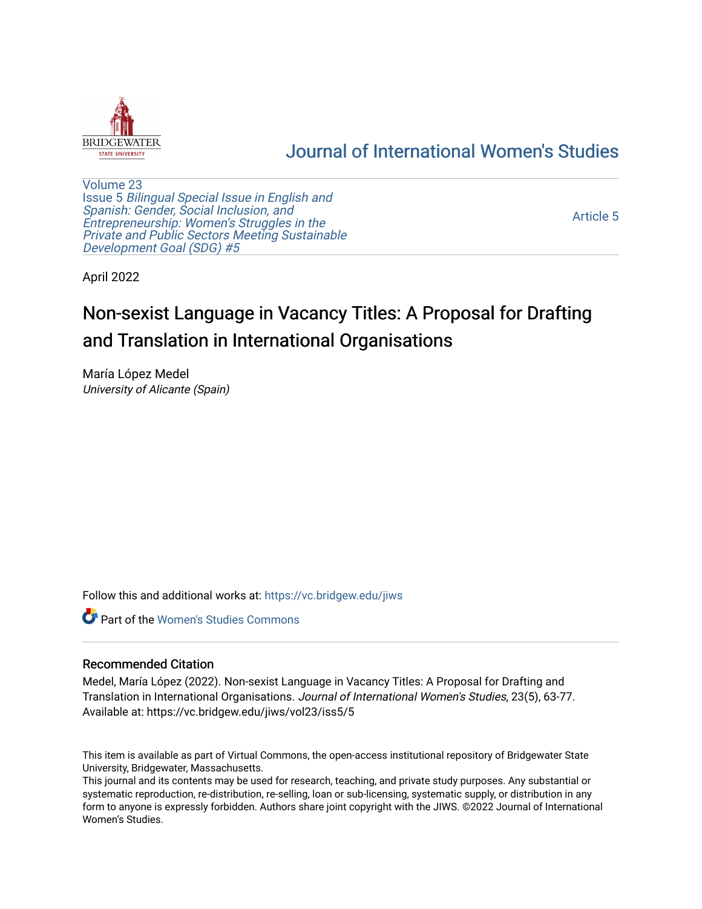Journal of International Women's Studies

Volume 23
Issue 5 *Bilingual Special Issue in English and Spanish: Gender, Social Inclusion, and Entrepreneurship: Women's Struggles in the Private and Public Sectors Meeting Sustainable Development Goal (SDG) #5*

Article 5

April 2022

# Non-sexist Language in Vacancy Titles: A Proposal for Drafting and Translation in International Organisations

María López Medel
*University of Alicante (Spain)*

Follow this and additional works at: https://vc.bridgew.edu/jiws

Part of the Women's Studies Commons

## Recommended Citation

Medel, María López (2022). Non-sexist Language in Vacancy Titles: A Proposal for Drafting and Translation in International Organisations. *Journal of International Women's Studies*, 23(5), 63-77.
Available at: https://vc.bridgew.edu/jiws/vol23/iss5/5

This item is available as part of Virtual Commons, the open-access institutional repository of Bridgewater State University, Bridgewater, Massachusetts.
This journal and its contents may be used for research, teaching, and private study purposes. Any substantial or systematic reproduction, re-distribution, re-selling, loan or sub-licensing, systematic supply, or distribution in any form to anyone is expressly forbidden. Authors share joint copyright with the JIWS. ©2022 Journal of International Women's Studies.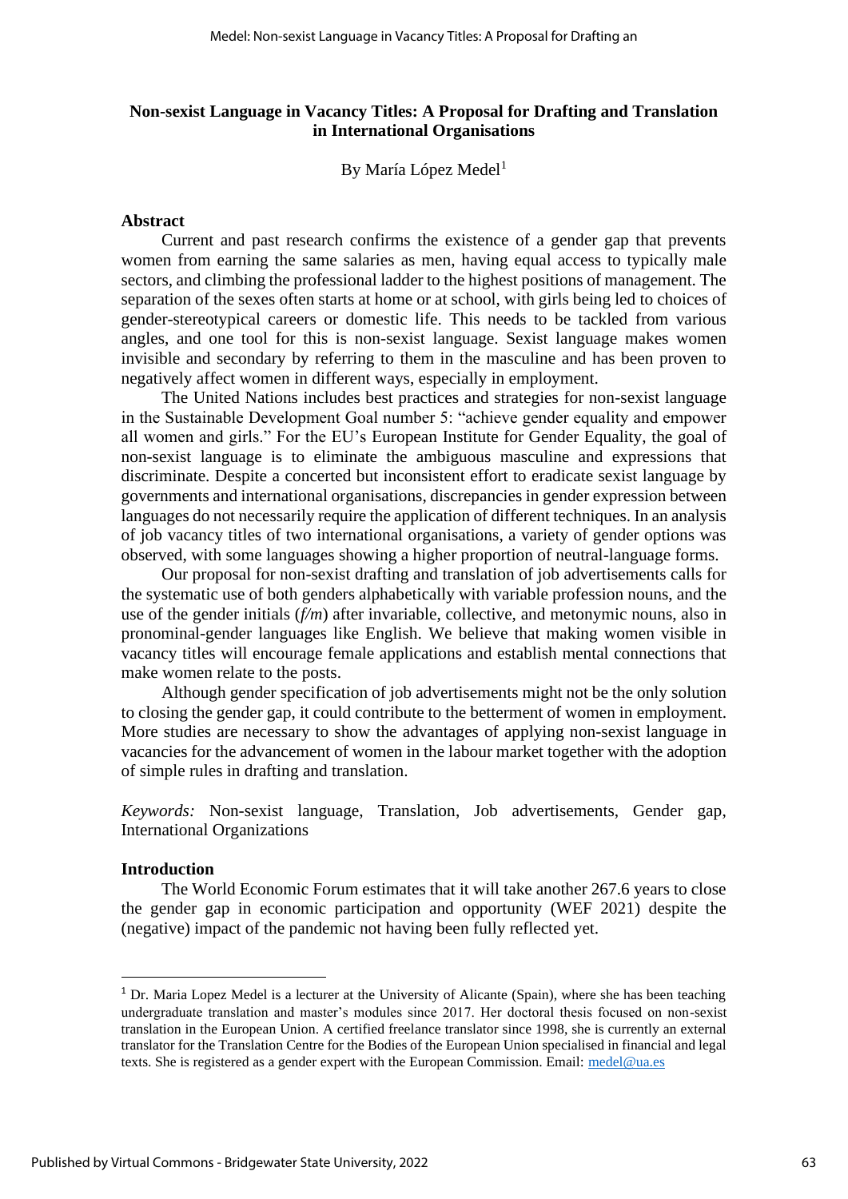**Non-sexist Language in Vacancy Titles: A Proposal for Drafting and Translation in International Organisations**

By María López Medel[1]

**Abstract**

Current and past research confirms the existence of a gender gap that prevents women from earning the same salaries as men, having equal access to typically male sectors, and climbing the professional ladder to the highest positions of management. The separation of the sexes often starts at home or at school, with girls being led to choices of gender-stereotypical careers or domestic life. This needs to be tackled from various angles, and one tool for this is non-sexist language. Sexist language makes women invisible and secondary by referring to them in the masculine and has been proven to negatively affect women in different ways, especially in employment.

The United Nations includes best practices and strategies for non-sexist language in the Sustainable Development Goal number 5: "achieve gender equality and empower all women and girls." For the EU's European Institute for Gender Equality, the goal of non-sexist language is to eliminate the ambiguous masculine and expressions that discriminate. Despite a concerted but inconsistent effort to eradicate sexist language by governments and international organisations, discrepancies in gender expression between languages do not necessarily require the application of different techniques. In an analysis of job vacancy titles of two international organisations, a variety of gender options was observed, with some languages showing a higher proportion of neutral-language forms.

Our proposal for non-sexist drafting and translation of job advertisements calls for the systematic use of both genders alphabetically with variable profession nouns, and the use of the gender initials (*f/m*) after invariable, collective, and metonymic nouns, also in pronominal-gender languages like English. We believe that making women visible in vacancy titles will encourage female applications and establish mental connections that make women relate to the posts.

Although gender specification of job advertisements might not be the only solution to closing the gender gap, it could contribute to the betterment of women in employment. More studies are necessary to show the advantages of applying non-sexist language in vacancies for the advancement of women in the labour market together with the adoption of simple rules in drafting and translation.

*Keywords:* Non-sexist language, Translation, Job advertisements, Gender gap, International Organizations

**Introduction**

The World Economic Forum estimates that it will take another 267.6 years to close the gender gap in economic participation and opportunity (WEF 2021) despite the (negative) impact of the pandemic not having been fully reflected yet.

[1] Dr. Maria Lopez Medel is a lecturer at the University of Alicante (Spain), where she has been teaching undergraduate translation and master's modules since 2017. Her doctoral thesis focused on non-sexist translation in the European Union. A certified freelance translator since 1998, she is currently an external translator for the Translation Centre for the Bodies of the European Union specialised in financial and legal texts. She is registered as a gender expert with the European Commission. Email: medel@ua.es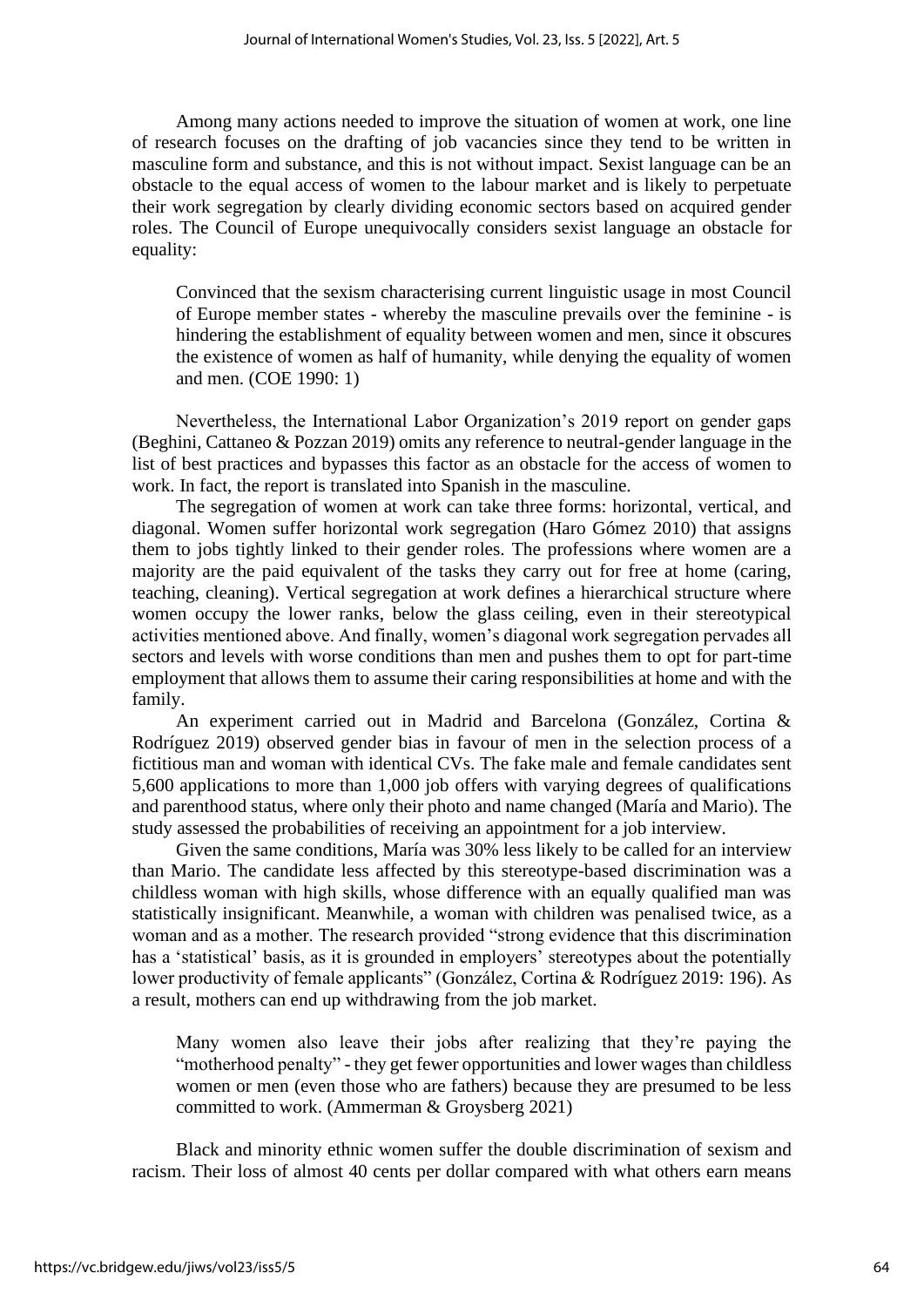Among many actions needed to improve the situation of women at work, one line of research focuses on the drafting of job vacancies since they tend to be written in masculine form and substance, and this is not without impact. Sexist language can be an obstacle to the equal access of women to the labour market and is likely to perpetuate their work segregation by clearly dividing economic sectors based on acquired gender roles. The Council of Europe unequivocally considers sexist language an obstacle for equality:

> Convinced that the sexism characterising current linguistic usage in most Council of Europe member states - whereby the masculine prevails over the feminine - is hindering the establishment of equality between women and men, since it obscures the existence of women as half of humanity, while denying the equality of women and men. (COE 1990: 1)

Nevertheless, the International Labor Organization's 2019 report on gender gaps (Beghini, Cattaneo & Pozzan 2019) omits any reference to neutral-gender language in the list of best practices and bypasses this factor as an obstacle for the access of women to work. In fact, the report is translated into Spanish in the masculine.

The segregation of women at work can take three forms: horizontal, vertical, and diagonal. Women suffer horizontal work segregation (Haro Gómez 2010) that assigns them to jobs tightly linked to their gender roles. The professions where women are a majority are the paid equivalent of the tasks they carry out for free at home (caring, teaching, cleaning). Vertical segregation at work defines a hierarchical structure where women occupy the lower ranks, below the glass ceiling, even in their stereotypical activities mentioned above. And finally, women's diagonal work segregation pervades all sectors and levels with worse conditions than men and pushes them to opt for part-time employment that allows them to assume their caring responsibilities at home and with the family.

An experiment carried out in Madrid and Barcelona (González, Cortina & Rodríguez 2019) observed gender bias in favour of men in the selection process of a fictitious man and woman with identical CVs. The fake male and female candidates sent 5,600 applications to more than 1,000 job offers with varying degrees of qualifications and parenthood status, where only their photo and name changed (María and Mario). The study assessed the probabilities of receiving an appointment for a job interview.

Given the same conditions, María was 30% less likely to be called for an interview than Mario. The candidate less affected by this stereotype-based discrimination was a childless woman with high skills, whose difference with an equally qualified man was statistically insignificant. Meanwhile, a woman with children was penalised twice, as a woman and as a mother. The research provided "strong evidence that this discrimination has a 'statistical' basis, as it is grounded in employers' stereotypes about the potentially lower productivity of female applicants" (González, Cortina & Rodríguez 2019: 196). As a result, mothers can end up withdrawing from the job market.

> Many women also leave their jobs after realizing that they're paying the "motherhood penalty" - they get fewer opportunities and lower wages than childless women or men (even those who are fathers) because they are presumed to be less committed to work. (Ammerman & Groysberg 2021)

Black and minority ethnic women suffer the double discrimination of sexism and racism. Their loss of almost 40 cents per dollar compared with what others earn means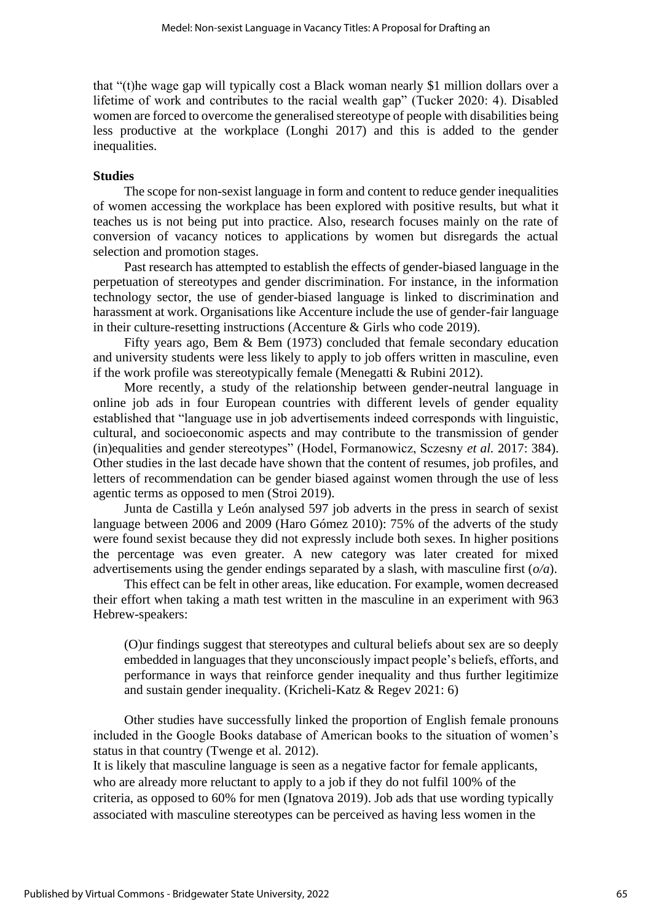that "(t)he wage gap will typically cost a Black woman nearly $1 million dollars over a lifetime of work and contributes to the racial wealth gap" (Tucker 2020: 4). Disabled women are forced to overcome the generalised stereotype of people with disabilities being less productive at the workplace (Longhi 2017) and this is added to the gender inequalities.

**Studies**

The scope for non-sexist language in form and content to reduce gender inequalities of women accessing the workplace has been explored with positive results, but what it teaches us is not being put into practice. Also, research focuses mainly on the rate of conversion of vacancy notices to applications by women but disregards the actual selection and promotion stages.

Past research has attempted to establish the effects of gender-biased language in the perpetuation of stereotypes and gender discrimination. For instance, in the information technology sector, the use of gender-biased language is linked to discrimination and harassment at work. Organisations like Accenture include the use of gender-fair language in their culture-resetting instructions (Accenture & Girls who code 2019).

Fifty years ago, Bem & Bem (1973) concluded that female secondary education and university students were less likely to apply to job offers written in masculine, even if the work profile was stereotypically female (Menegatti & Rubini 2012).

More recently, a study of the relationship between gender-neutral language in online job ads in four European countries with different levels of gender equality established that "language use in job advertisements indeed corresponds with linguistic, cultural, and socioeconomic aspects and may contribute to the transmission of gender (in)equalities and gender stereotypes" (Hodel, Formanowicz, Sczesny *et al.* 2017: 384). Other studies in the last decade have shown that the content of resumes, job profiles, and letters of recommendation can be gender biased against women through the use of less agentic terms as opposed to men (Stroi 2019).

Junta de Castilla y León analysed 597 job adverts in the press in search of sexist language between 2006 and 2009 (Haro Gómez 2010): 75% of the adverts of the study were found sexist because they did not expressly include both sexes. In higher positions the percentage was even greater. A new category was later created for mixed advertisements using the gender endings separated by a slash, with masculine first (*o/a*).

This effect can be felt in other areas, like education. For example, women decreased their effort when taking a math test written in the masculine in an experiment with 963 Hebrew-speakers:

> (O)ur findings suggest that stereotypes and cultural beliefs about sex are so deeply embedded in languages that they unconsciously impact people's beliefs, efforts, and performance in ways that reinforce gender inequality and thus further legitimize and sustain gender inequality. (Kricheli-Katz & Regev 2021: 6)

Other studies have successfully linked the proportion of English female pronouns included in the Google Books database of American books to the situation of women's status in that country (Twenge et al. 2012).

It is likely that masculine language is seen as a negative factor for female applicants, who are already more reluctant to apply to a job if they do not fulfil 100% of the criteria, as opposed to 60% for men (Ignatova 2019). Job ads that use wording typically associated with masculine stereotypes can be perceived as having less women in the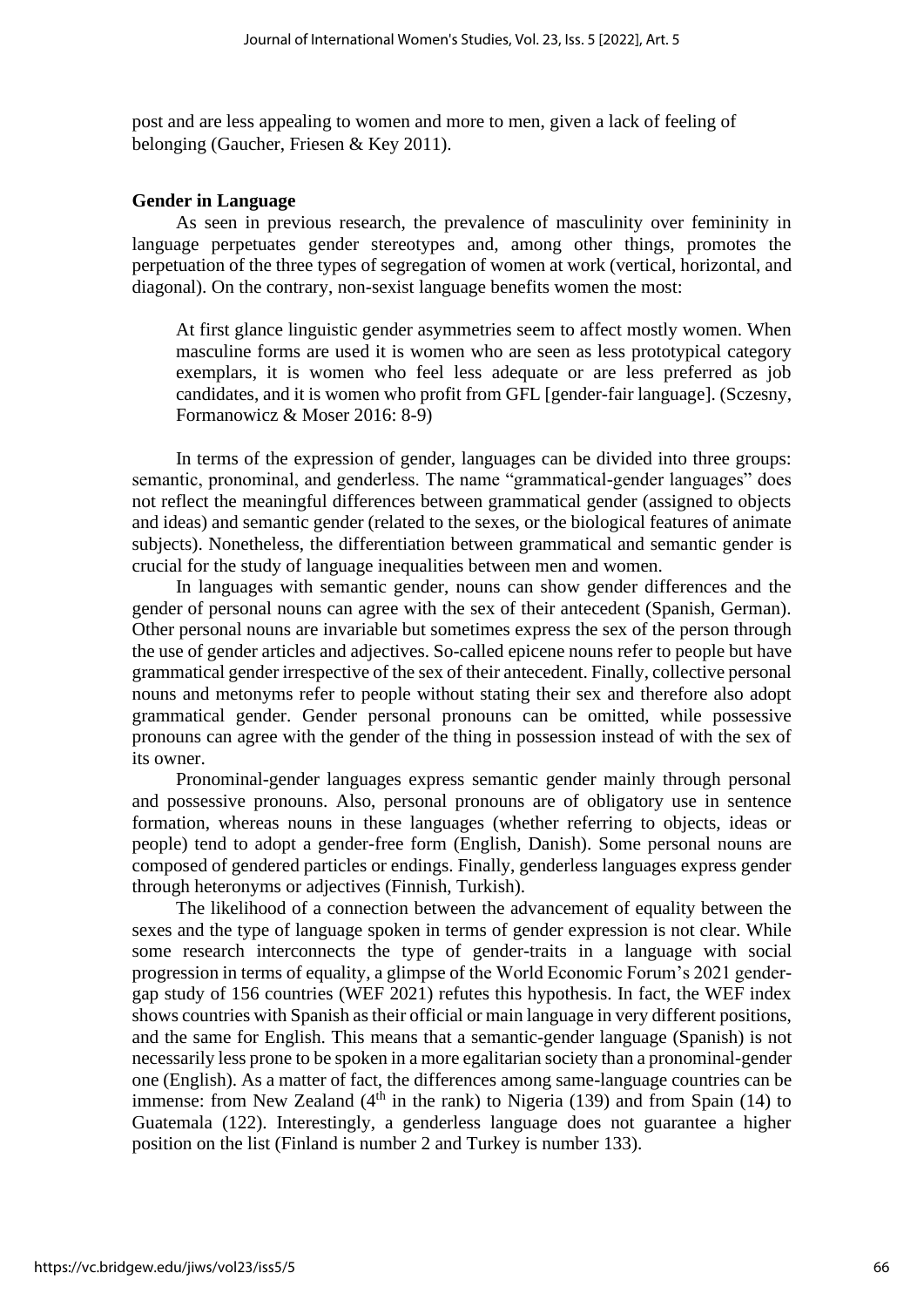post and are less appealing to women and more to men, given a lack of feeling of belonging (Gaucher, Friesen & Key 2011).

## Gender in Language

As seen in previous research, the prevalence of masculinity over femininity in language perpetuates gender stereotypes and, among other things, promotes the perpetuation of the three types of segregation of women at work (vertical, horizontal, and diagonal). On the contrary, non-sexist language benefits women the most:

> At first glance linguistic gender asymmetries seem to affect mostly women. When masculine forms are used it is women who are seen as less prototypical category exemplars, it is women who feel less adequate or are less preferred as job candidates, and it is women who profit from GFL [gender-fair language]. (Sczesny, Formanowicz & Moser 2016: 8-9)

In terms of the expression of gender, languages can be divided into three groups: semantic, pronominal, and genderless. The name "grammatical-gender languages" does not reflect the meaningful differences between grammatical gender (assigned to objects and ideas) and semantic gender (related to the sexes, or the biological features of animate subjects). Nonetheless, the differentiation between grammatical and semantic gender is crucial for the study of language inequalities between men and women.

In languages with semantic gender, nouns can show gender differences and the gender of personal nouns can agree with the sex of their antecedent (Spanish, German). Other personal nouns are invariable but sometimes express the sex of the person through the use of gender articles and adjectives. So-called epicene nouns refer to people but have grammatical gender irrespective of the sex of their antecedent. Finally, collective personal nouns and metonyms refer to people without stating their sex and therefore also adopt grammatical gender. Gender personal pronouns can be omitted, while possessive pronouns can agree with the gender of the thing in possession instead of with the sex of its owner.

Pronominal-gender languages express semantic gender mainly through personal and possessive pronouns. Also, personal pronouns are of obligatory use in sentence formation, whereas nouns in these languages (whether referring to objects, ideas or people) tend to adopt a gender-free form (English, Danish). Some personal nouns are composed of gendered particles or endings. Finally, genderless languages express gender through heteronyms or adjectives (Finnish, Turkish).

The likelihood of a connection between the advancement of equality between the sexes and the type of language spoken in terms of gender expression is not clear. While some research interconnects the type of gender-traits in a language with social progression in terms of equality, a glimpse of the World Economic Forum's 2021 gender-gap study of 156 countries (WEF 2021) refutes this hypothesis. In fact, the WEF index shows countries with Spanish as their official or main language in very different positions, and the same for English. This means that a semantic-gender language (Spanish) is not necessarily less prone to be spoken in a more egalitarian society than a pronominal-gender one (English). As a matter of fact, the differences among same-language countries can be immense: from New Zealand (4th in the rank) to Nigeria (139) and from Spain (14) to Guatemala (122). Interestingly, a genderless language does not guarantee a higher position on the list (Finland is number 2 and Turkey is number 133).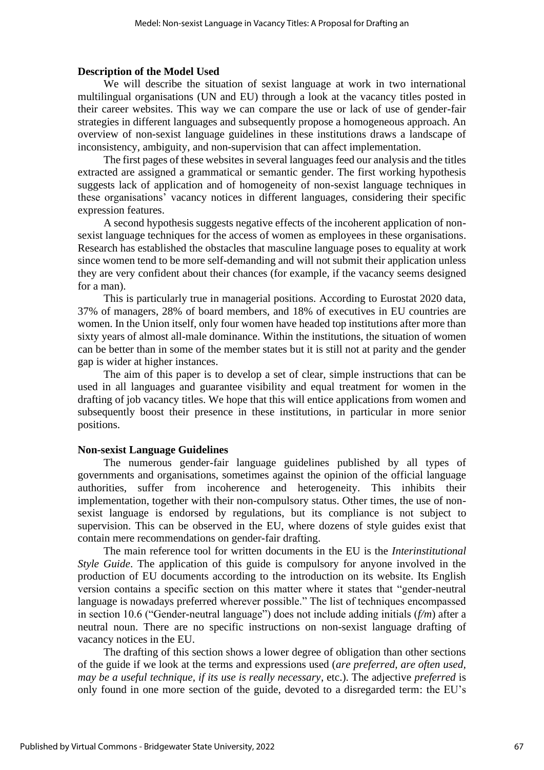## Description of the Model Used

We will describe the situation of sexist language at work in two international multilingual organisations (UN and EU) through a look at the vacancy titles posted in their career websites. This way we can compare the use or lack of use of gender-fair strategies in different languages and subsequently propose a homogeneous approach. An overview of non-sexist language guidelines in these institutions draws a landscape of inconsistency, ambiguity, and non-supervision that can affect implementation.

The first pages of these websites in several languages feed our analysis and the titles extracted are assigned a grammatical or semantic gender. The first working hypothesis suggests lack of application and of homogeneity of non-sexist language techniques in these organisations' vacancy notices in different languages, considering their specific expression features.

A second hypothesis suggests negative effects of the incoherent application of non-sexist language techniques for the access of women as employees in these organisations. Research has established the obstacles that masculine language poses to equality at work since women tend to be more self-demanding and will not submit their application unless they are very confident about their chances (for example, if the vacancy seems designed for a man).

This is particularly true in managerial positions. According to Eurostat 2020 data, 37% of managers, 28% of board members, and 18% of executives in EU countries are women. In the Union itself, only four women have headed top institutions after more than sixty years of almost all-male dominance. Within the institutions, the situation of women can be better than in some of the member states but it is still not at parity and the gender gap is wider at higher instances.

The aim of this paper is to develop a set of clear, simple instructions that can be used in all languages and guarantee visibility and equal treatment for women in the drafting of job vacancy titles. We hope that this will entice applications from women and subsequently boost their presence in these institutions, in particular in more senior positions.

## Non-sexist Language Guidelines

The numerous gender-fair language guidelines published by all types of governments and organisations, sometimes against the opinion of the official language authorities, suffer from incoherence and heterogeneity. This inhibits their implementation, together with their non-compulsory status. Other times, the use of non-sexist language is endorsed by regulations, but its compliance is not subject to supervision. This can be observed in the EU, where dozens of style guides exist that contain mere recommendations on gender-fair drafting.

The main reference tool for written documents in the EU is the *Interinstitutional Style Guide*. The application of this guide is compulsory for anyone involved in the production of EU documents according to the introduction on its website. Its English version contains a specific section on this matter where it states that "gender-neutral language is nowadays preferred wherever possible." The list of techniques encompassed in section 10.6 ("Gender-neutral language") does not include adding initials (*f/m*) after a neutral noun. There are no specific instructions on non-sexist language drafting of vacancy notices in the EU.

The drafting of this section shows a lower degree of obligation than other sections of the guide if we look at the terms and expressions used (*are preferred, are often used, may be a useful technique, if its use is really necessary*, etc.). The adjective *preferred* is only found in one more section of the guide, devoted to a disregarded term: the EU's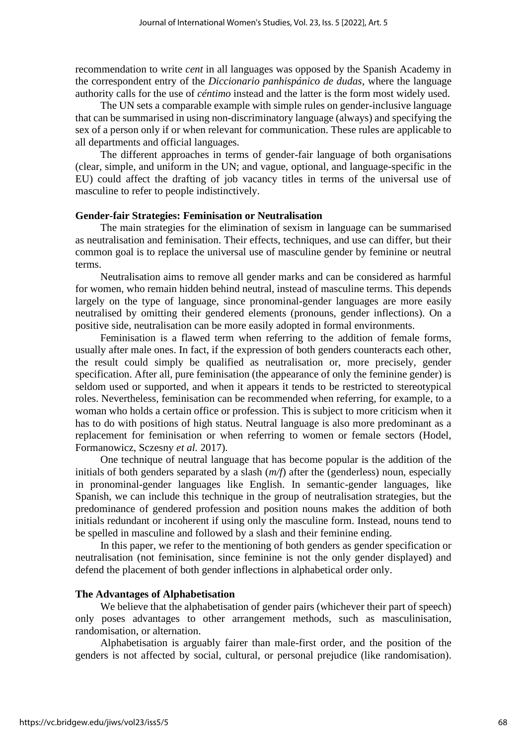recommendation to write *cent* in all languages was opposed by the Spanish Academy in the correspondent entry of the *Diccionario panhispánico de dudas*, where the language authority calls for the use of *céntimo* instead and the latter is the form most widely used.

The UN sets a comparable example with simple rules on gender-inclusive language that can be summarised in using non-discriminatory language (always) and specifying the sex of a person only if or when relevant for communication. These rules are applicable to all departments and official languages.

The different approaches in terms of gender-fair language of both organisations (clear, simple, and uniform in the UN; and vague, optional, and language-specific in the EU) could affect the drafting of job vacancy titles in terms of the universal use of masculine to refer to people indistinctively.

### Gender-fair Strategies: Feminisation or Neutralisation

The main strategies for the elimination of sexism in language can be summarised as neutralisation and feminisation. Their effects, techniques, and use can differ, but their common goal is to replace the universal use of masculine gender by feminine or neutral terms.

Neutralisation aims to remove all gender marks and can be considered as harmful for women, who remain hidden behind neutral, instead of masculine terms. This depends largely on the type of language, since pronominal-gender languages are more easily neutralised by omitting their gendered elements (pronouns, gender inflections). On a positive side, neutralisation can be more easily adopted in formal environments.

Feminisation is a flawed term when referring to the addition of female forms, usually after male ones. In fact, if the expression of both genders counteracts each other, the result could simply be qualified as neutralisation or, more precisely, gender specification. After all, pure feminisation (the appearance of only the feminine gender) is seldom used or supported, and when it appears it tends to be restricted to stereotypical roles. Nevertheless, feminisation can be recommended when referring, for example, to a woman who holds a certain office or profession. This is subject to more criticism when it has to do with positions of high status. Neutral language is also more predominant as a replacement for feminisation or when referring to women or female sectors (Hodel, Formanowicz, Sczesny *et al.* 2017).

One technique of neutral language that has become popular is the addition of the initials of both genders separated by a slash (*m/f*) after the (genderless) noun, especially in pronominal-gender languages like English. In semantic-gender languages, like Spanish, we can include this technique in the group of neutralisation strategies, but the predominance of gendered profession and position nouns makes the addition of both initials redundant or incoherent if using only the masculine form. Instead, nouns tend to be spelled in masculine and followed by a slash and their feminine ending.

In this paper, we refer to the mentioning of both genders as gender specification or neutralisation (not feminisation, since feminine is not the only gender displayed) and defend the placement of both gender inflections in alphabetical order only.

### The Advantages of Alphabetisation

We believe that the alphabetisation of gender pairs (whichever their part of speech) only poses advantages to other arrangement methods, such as masculinisation, randomisation, or alternation.

Alphabetisation is arguably fairer than male-first order, and the position of the genders is not affected by social, cultural, or personal prejudice (like randomisation).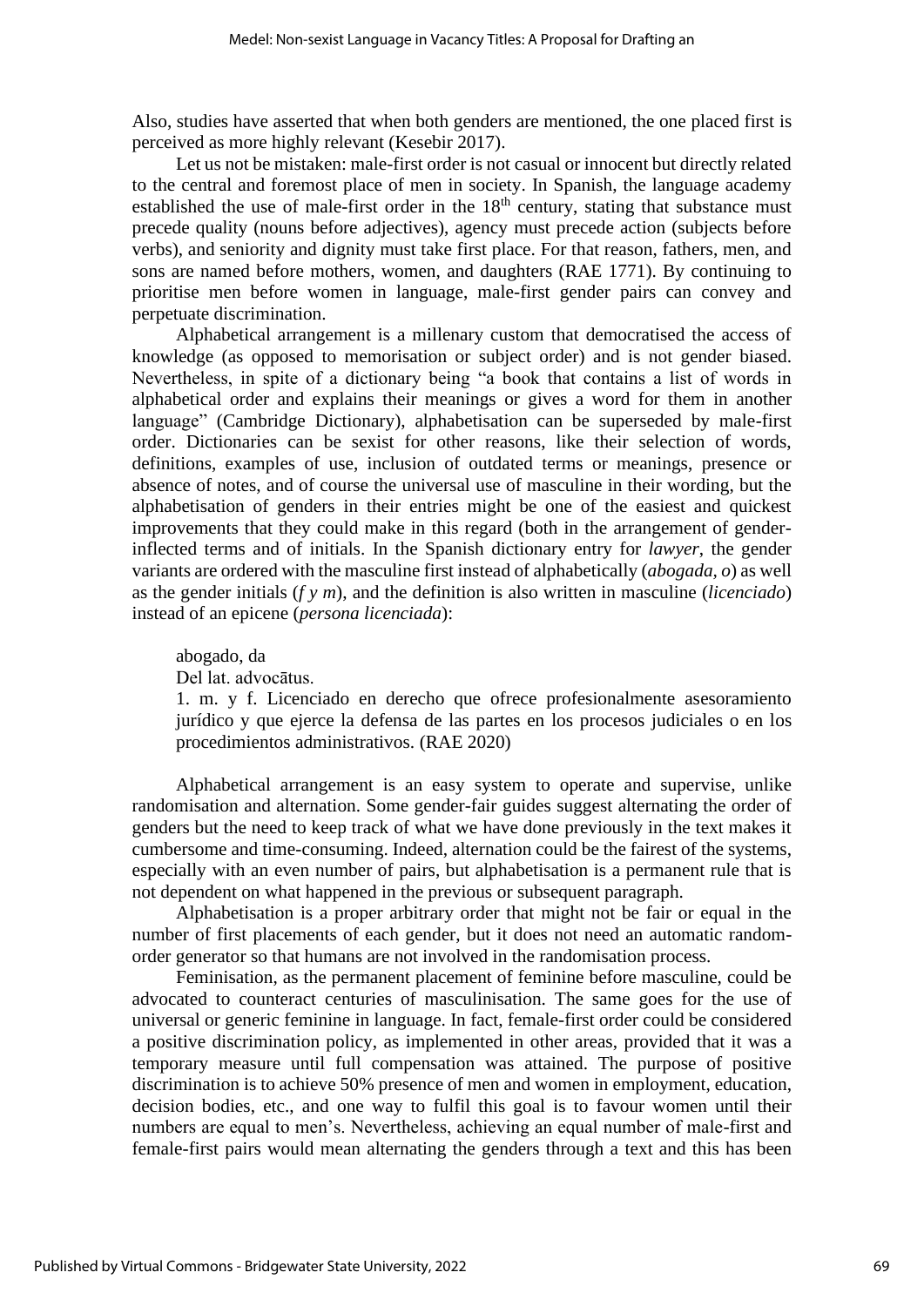Also, studies have asserted that when both genders are mentioned, the one placed first is perceived as more highly relevant (Kesebir 2017).

Let us not be mistaken: male-first order is not casual or innocent but directly related to the central and foremost place of men in society. In Spanish, the language academy established the use of male-first order in the 18th century, stating that substance must precede quality (nouns before adjectives), agency must precede action (subjects before verbs), and seniority and dignity must take first place. For that reason, fathers, men, and sons are named before mothers, women, and daughters (RAE 1771). By continuing to prioritise men before women in language, male-first gender pairs can convey and perpetuate discrimination.

Alphabetical arrangement is a millenary custom that democratised the access of knowledge (as opposed to memorisation or subject order) and is not gender biased. Nevertheless, in spite of a dictionary being "a book that contains a list of words in alphabetical order and explains their meanings or gives a word for them in another language" (Cambridge Dictionary), alphabetisation can be superseded by male-first order. Dictionaries can be sexist for other reasons, like their selection of words, definitions, examples of use, inclusion of outdated terms or meanings, presence or absence of notes, and of course the universal use of masculine in their wording, but the alphabetisation of genders in their entries might be one of the easiest and quickest improvements that they could make in this regard (both in the arrangement of gender-inflected terms and of initials. In the Spanish dictionary entry for *lawyer*, the gender variants are ordered with the masculine first instead of alphabetically (*abogada, o*) as well as the gender initials (*f y m*), and the definition is also written in masculine (*licenciado*) instead of an epicene (*persona licenciada*):

> abogado, da
>
> Del lat. advocātus.
>
> 1. m. y f. Licenciado en derecho que ofrece profesionalmente asesoramiento jurídico y que ejerce la defensa de las partes en los procesos judiciales o en los procedimientos administrativos. (RAE 2020)

Alphabetical arrangement is an easy system to operate and supervise, unlike randomisation and alternation. Some gender-fair guides suggest alternating the order of genders but the need to keep track of what we have done previously in the text makes it cumbersome and time-consuming. Indeed, alternation could be the fairest of the systems, especially with an even number of pairs, but alphabetisation is a permanent rule that is not dependent on what happened in the previous or subsequent paragraph.

Alphabetisation is a proper arbitrary order that might not be fair or equal in the number of first placements of each gender, but it does not need an automatic random-order generator so that humans are not involved in the randomisation process.

Feminisation, as the permanent placement of feminine before masculine, could be advocated to counteract centuries of masculinisation. The same goes for the use of universal or generic feminine in language. In fact, female-first order could be considered a positive discrimination policy, as implemented in other areas, provided that it was a temporary measure until full compensation was attained. The purpose of positive discrimination is to achieve 50% presence of men and women in employment, education, decision bodies, etc., and one way to fulfil this goal is to favour women until their numbers are equal to men's. Nevertheless, achieving an equal number of male-first and female-first pairs would mean alternating the genders through a text and this has been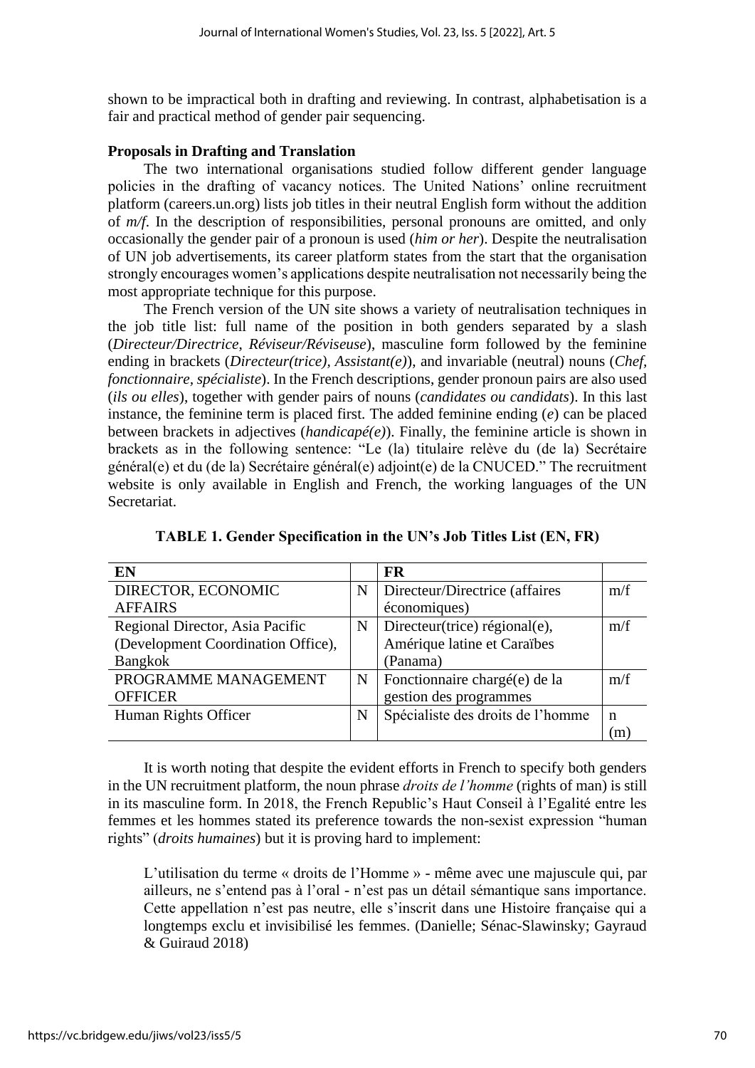shown to be impractical both in drafting and reviewing. In contrast, alphabetisation is a fair and practical method of gender pair sequencing.

**Proposals in Drafting and Translation**

The two international organisations studied follow different gender language policies in the drafting of vacancy notices. The United Nations' online recruitment platform (careers.un.org) lists job titles in their neutral English form without the addition of *m/f*. In the description of responsibilities, personal pronouns are omitted, and only occasionally the gender pair of a pronoun is used (*him or her*). Despite the neutralisation of UN job advertisements, its career platform states from the start that the organisation strongly encourages women's applications despite neutralisation not necessarily being the most appropriate technique for this purpose.

The French version of the UN site shows a variety of neutralisation techniques in the job title list: full name of the position in both genders separated by a slash (*Directeur/Directrice*, *Réviseur/Réviseuse*), masculine form followed by the feminine ending in brackets (*Directeur(trice)*, *Assistant(e)*), and invariable (neutral) nouns (*Chef, fonctionnaire, spécialiste*). In the French descriptions, gender pronoun pairs are also used (*ils ou elles*), together with gender pairs of nouns (*candidates ou candidats*). In this last instance, the feminine term is placed first. The added feminine ending (*e*) can be placed between brackets in adjectives (*handicapé(e)*). Finally, the feminine article is shown in brackets as in the following sentence: "Le (la) titulaire relève du (de la) Secrétaire général(e) et du (de la) Secrétaire général(e) adjoint(e) de la CNUCED." The recruitment website is only available in English and French, the working languages of the UN Secretariat.

**TABLE 1. Gender Specification in the UN's Job Titles List (EN, FR)**

| EN | | FR | |
|---|---|---|---|
| DIRECTOR, ECONOMIC AFFAIRS | N | Directeur/Directrice (affaires économiques) | m/f |
| Regional Director, Asia Pacific (Development Coordination Office), Bangkok | N | Directeur(trice) régional(e), Amérique latine et Caraïbes (Panama) | m/f |
| PROGRAMME MANAGEMENT OFFICER | N | Fonctionnaire chargé(e) de la gestion des programmes | m/f |
| Human Rights Officer | N | Spécialiste des droits de l'homme | n (m) |

It is worth noting that despite the evident efforts in French to specify both genders in the UN recruitment platform, the noun phrase *droits de l'homme* (rights of man) is still in its masculine form. In 2018, the French Republic's Haut Conseil à l'Egalité entre les femmes et les hommes stated its preference towards the non-sexist expression "human rights" (*droits humaines*) but it is proving hard to implement:

> L'utilisation du terme « droits de l'Homme » - même avec une majuscule qui, par ailleurs, ne s'entend pas à l'oral - n'est pas un détail sémantique sans importance. Cette appellation n'est pas neutre, elle s'inscrit dans une Histoire française qui a longtemps exclu et invisibilisé les femmes. (Danielle; Sénac-Slawinsky; Gayraud & Guiraud 2018)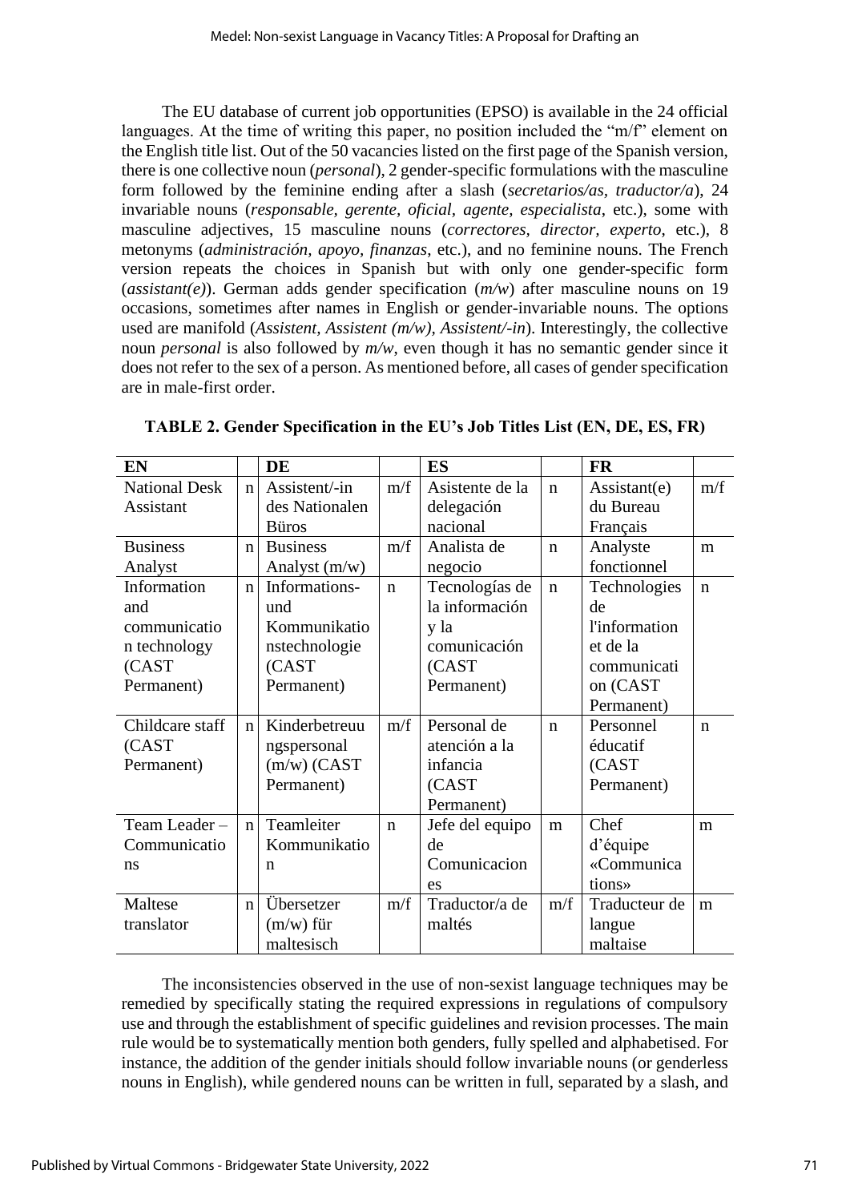The EU database of current job opportunities (EPSO) is available in the 24 official languages. At the time of writing this paper, no position included the "m/f" element on the English title list. Out of the 50 vacancies listed on the first page of the Spanish version, there is one collective noun (*personal*), 2 gender-specific formulations with the masculine form followed by the feminine ending after a slash (*secretarios/as, traductor/a*), 24 invariable nouns (*responsable, gerente, oficial, agente, especialista*, etc.), some with masculine adjectives, 15 masculine nouns (*correctores, director, experto*, etc.), 8 metonyms (*administración, apoyo, finanzas*, etc.), and no feminine nouns. The French version repeats the choices in Spanish but with only one gender-specific form (*assistant(e)*). German adds gender specification (*m/w*) after masculine nouns on 19 occasions, sometimes after names in English or gender-invariable nouns. The options used are manifold (*Assistent, Assistent (m/w), Assistent/-in*). Interestingly, the collective noun *personal* is also followed by *m/w*, even though it has no semantic gender since it does not refer to the sex of a person. As mentioned before, all cases of gender specification are in male-first order.

**TABLE 2. Gender Specification in the EU's Job Titles List (EN, DE, ES, FR)**

| EN | | DE | | ES | | FR | |
|---|---|---|---|---|---|---|---|
| National Desk Assistant | n | Assistent/-in des Nationalen Büros | m/f | Asistente de la delegación nacional | n | Assistant(e) du Bureau Français | m/f |
| Business Analyst | n | Business Analyst (m/w) | m/f | Analista de negocio | n | Analyste fonctionnel | m |
| Information and communication technology (CAST Permanent) | n | Informations- und Kommunikationstechnologie (CAST Permanent) | n | Tecnologías de la información y la comunicación (CAST Permanent) | n | Technologies de l'information et de la communication (CAST Permanent) | n |
| Childcare staff (CAST Permanent) | n | Kinderbetreuungspersonal (m/w) (CAST Permanent) | m/f | Personal de atención a la infancia (CAST Permanent) | n | Personnel éducatif (CAST Permanent) | n |
| Team Leader – Communications | n | Teamleiter Kommunikation | n | Jefe del equipo de Comunicaciones | m | Chef d'équipe «Communications» | m |
| Maltese translator | n | Übersetzer (m/w) für maltesisch | m/f | Traductor/a de maltés | m/f | Traducteur de langue maltaise | m |

The inconsistencies observed in the use of non-sexist language techniques may be remedied by specifically stating the required expressions in regulations of compulsory use and through the establishment of specific guidelines and revision processes. The main rule would be to systematically mention both genders, fully spelled and alphabetised. For instance, the addition of the gender initials should follow invariable nouns (or genderless nouns in English), while gendered nouns can be written in full, separated by a slash, and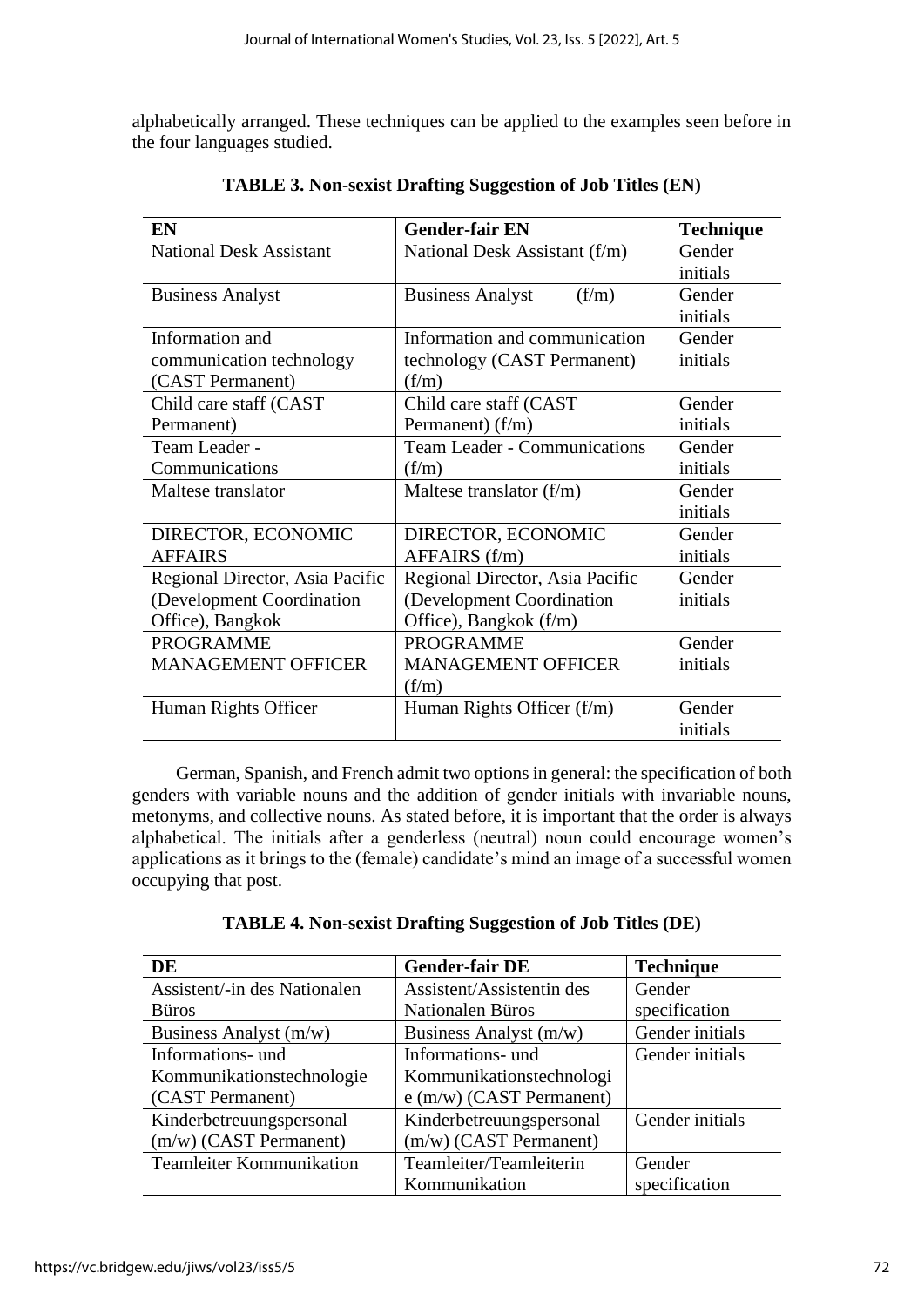alphabetically arranged. These techniques can be applied to the examples seen before in the four languages studied.

**TABLE 3. Non-sexist Drafting Suggestion of Job Titles (EN)**

| EN | Gender-fair EN | Technique |
|---|---|---|
| National Desk Assistant | National Desk Assistant (f/m) | Gender initials |
| Business Analyst | Business Analyst (f/m) | Gender initials |
| Information and communication technology (CAST Permanent) | Information and communication technology (CAST Permanent) (f/m) | Gender initials |
| Child care staff (CAST Permanent) | Child care staff (CAST Permanent) (f/m) | Gender initials |
| Team Leader - Communications | Team Leader - Communications (f/m) | Gender initials |
| Maltese translator | Maltese translator (f/m) | Gender initials |
| DIRECTOR, ECONOMIC AFFAIRS | DIRECTOR, ECONOMIC AFFAIRS (f/m) | Gender initials |
| Regional Director, Asia Pacific (Development Coordination Office), Bangkok | Regional Director, Asia Pacific (Development Coordination Office), Bangkok (f/m) | Gender initials |
| PROGRAMME MANAGEMENT OFFICER | PROGRAMME MANAGEMENT OFFICER (f/m) | Gender initials |
| Human Rights Officer | Human Rights Officer (f/m) | Gender initials |

German, Spanish, and French admit two options in general: the specification of both genders with variable nouns and the addition of gender initials with invariable nouns, metonyms, and collective nouns. As stated before, it is important that the order is always alphabetical. The initials after a genderless (neutral) noun could encourage women's applications as it brings to the (female) candidate's mind an image of a successful women occupying that post.

**TABLE 4. Non-sexist Drafting Suggestion of Job Titles (DE)**

| DE | Gender-fair DE | Technique |
|---|---|---|
| Assistent/-in des Nationalen Büros | Assistent/Assistentin des Nationalen Büros | Gender specification |
| Business Analyst (m/w) | Business Analyst (m/w) | Gender initials |
| Informations- und Kommunikationstechnologie (CAST Permanent) | Informations- und Kommunikationstechnologie (m/w) (CAST Permanent) | Gender initials |
| Kinderbetreuungspersonal (m/w) (CAST Permanent) | Kinderbetreuungspersonal (m/w) (CAST Permanent) | Gender initials |
| Teamleiter Kommunikation | Teamleiter/Teamleiterin Kommunikation | Gender specification |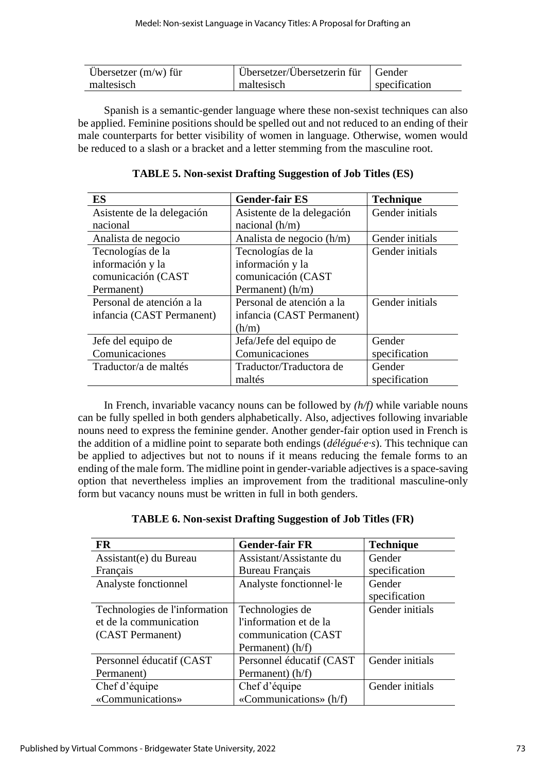| Übersetzer (m/w) für maltesisch | Übersetzer/Übersetzerin für maltesisch | Gender specification |
|---|---|---|

Spanish is a semantic-gender language where these non-sexist techniques can also be applied. Feminine positions should be spelled out and not reduced to an ending of their male counterparts for better visibility of women in language. Otherwise, women would be reduced to a slash or a bracket and a letter stemming from the masculine root.

**TABLE 5. Non-sexist Drafting Suggestion of Job Titles (ES)**

| ES | Gender-fair ES | Technique |
|---|---|---|
| Asistente de la delegación nacional | Asistente de la delegación nacional (h/m) | Gender initials |
| Analista de negocio | Analista de negocio (h/m) | Gender initials |
| Tecnologías de la información y la comunicación (CAST Permanent) | Tecnologías de la información y la comunicación (CAST Permanent) (h/m) | Gender initials |
| Personal de atención a la infancia (CAST Permanent) | Personal de atención a la infancia (CAST Permanent) (h/m) | Gender initials |
| Jefe del equipo de Comunicaciones | Jefa/Jefe del equipo de Comunicaciones | Gender specification |
| Traductor/a de maltés | Traductor/Traductora de maltés | Gender specification |

In French, invariable vacancy nouns can be followed by *(h/f)* while variable nouns can be fully spelled in both genders alphabetically. Also, adjectives following invariable nouns need to express the feminine gender. Another gender-fair option used in French is the addition of a midline point to separate both endings (*délégué·e·s*). This technique can be applied to adjectives but not to nouns if it means reducing the female forms to an ending of the male form. The midline point in gender-variable adjectives is a space-saving option that nevertheless implies an improvement from the traditional masculine-only form but vacancy nouns must be written in full in both genders.

**TABLE 6. Non-sexist Drafting Suggestion of Job Titles (FR)**

| FR | Gender-fair FR | Technique |
|---|---|---|
| Assistant(e) du Bureau Français | Assistant/Assistante du Bureau Français | Gender specification |
| Analyste fonctionnel | Analyste fonctionnel·le | Gender specification |
| Technologies de l'information et de la communication (CAST Permanent) | Technologies de l'information et de la communication (CAST Permanent) (h/f) | Gender initials |
| Personnel éducatif (CAST Permanent) | Personnel éducatif (CAST Permanent) (h/f) | Gender initials |
| Chef d'équipe «Communications» | Chef d'équipe «Communications» (h/f) | Gender initials |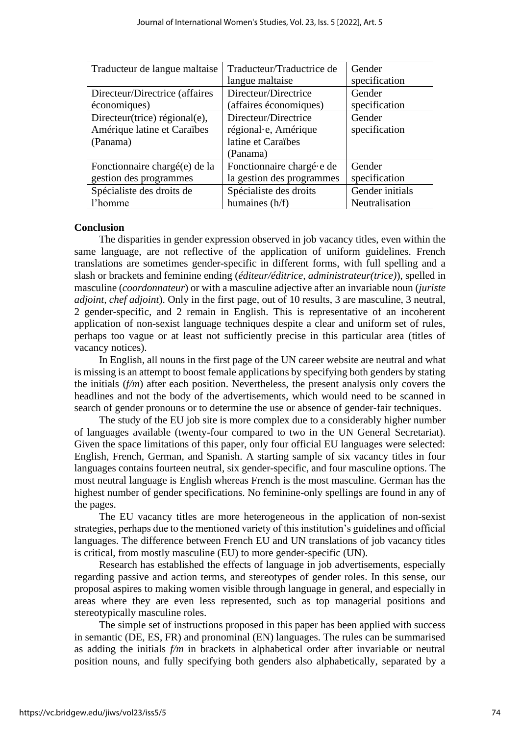| Traducteur de langue maltaise | Traducteur/Traductrice de langue maltaise | Gender specification |
|---|---|---|
| Directeur/Directrice (affaires économiques) | Directeur/Directrice (affaires économiques) | Gender specification |
| Directeur(trice) régional(e), Amérique latine et Caraïbes (Panama) | Directeur/Directrice régional·e, Amérique latine et Caraïbes (Panama) | Gender specification |
| Fonctionnaire chargé(e) de la gestion des programmes | Fonctionnaire chargé·e de la gestion des programmes | Gender specification |
| Spécialiste des droits de l'homme | Spécialiste des droits humaines (h/f) | Gender initials Neutralisation |

**Conclusion**

The disparities in gender expression observed in job vacancy titles, even within the same language, are not reflective of the application of uniform guidelines. French translations are sometimes gender-specific in different forms, with full spelling and a slash or brackets and feminine ending (*éditeur/éditrice, administrateur(trice)*), spelled in masculine (*coordonnateur*) or with a masculine adjective after an invariable noun (*juriste adjoint*, *chef adjoint*). Only in the first page, out of 10 results, 3 are masculine, 3 neutral, 2 gender-specific, and 2 remain in English. This is representative of an incoherent application of non-sexist language techniques despite a clear and uniform set of rules, perhaps too vague or at least not sufficiently precise in this particular area (titles of vacancy notices).

In English, all nouns in the first page of the UN career website are neutral and what is missing is an attempt to boost female applications by specifying both genders by stating the initials (*f/m*) after each position. Nevertheless, the present analysis only covers the headlines and not the body of the advertisements, which would need to be scanned in search of gender pronouns or to determine the use or absence of gender-fair techniques.

The study of the EU job site is more complex due to a considerably higher number of languages available (twenty-four compared to two in the UN General Secretariat). Given the space limitations of this paper, only four official EU languages were selected: English, French, German, and Spanish. A starting sample of six vacancy titles in four languages contains fourteen neutral, six gender-specific, and four masculine options. The most neutral language is English whereas French is the most masculine. German has the highest number of gender specifications. No feminine-only spellings are found in any of the pages.

The EU vacancy titles are more heterogeneous in the application of non-sexist strategies, perhaps due to the mentioned variety of this institution's guidelines and official languages. The difference between French EU and UN translations of job vacancy titles is critical, from mostly masculine (EU) to more gender-specific (UN).

Research has established the effects of language in job advertisements, especially regarding passive and action terms, and stereotypes of gender roles. In this sense, our proposal aspires to making women visible through language in general, and especially in areas where they are even less represented, such as top managerial positions and stereotypically masculine roles.

The simple set of instructions proposed in this paper has been applied with success in semantic (DE, ES, FR) and pronominal (EN) languages. The rules can be summarised as adding the initials *f/m* in brackets in alphabetical order after invariable or neutral position nouns, and fully specifying both genders also alphabetically, separated by a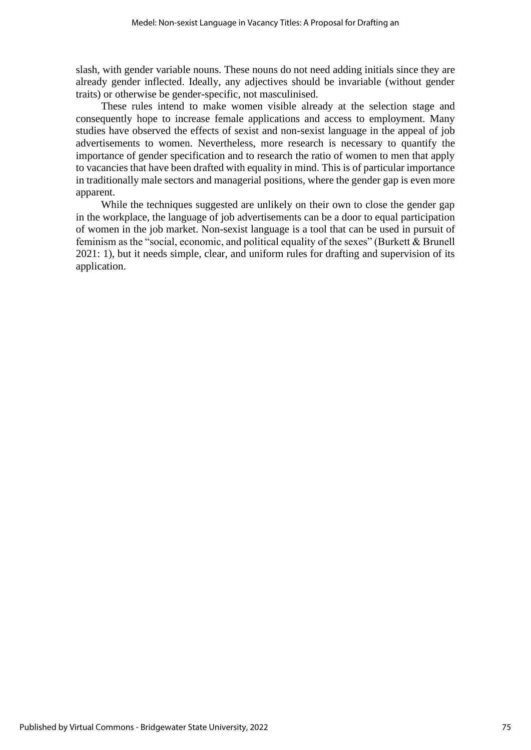slash, with gender variable nouns. These nouns do not need adding initials since they are already gender inflected. Ideally, any adjectives should be invariable (without gender traits) or otherwise be gender-specific, not masculinised.

These rules intend to make women visible already at the selection stage and consequently hope to increase female applications and access to employment. Many studies have observed the effects of sexist and non-sexist language in the appeal of job advertisements to women. Nevertheless, more research is necessary to quantify the importance of gender specification and to research the ratio of women to men that apply to vacancies that have been drafted with equality in mind. This is of particular importance in traditionally male sectors and managerial positions, where the gender gap is even more apparent.

While the techniques suggested are unlikely on their own to close the gender gap in the workplace, the language of job advertisements can be a door to equal participation of women in the job market. Non-sexist language is a tool that can be used in pursuit of feminism as the "social, economic, and political equality of the sexes" (Burkett & Brunell 2021: 1), but it needs simple, clear, and uniform rules for drafting and supervision of its application.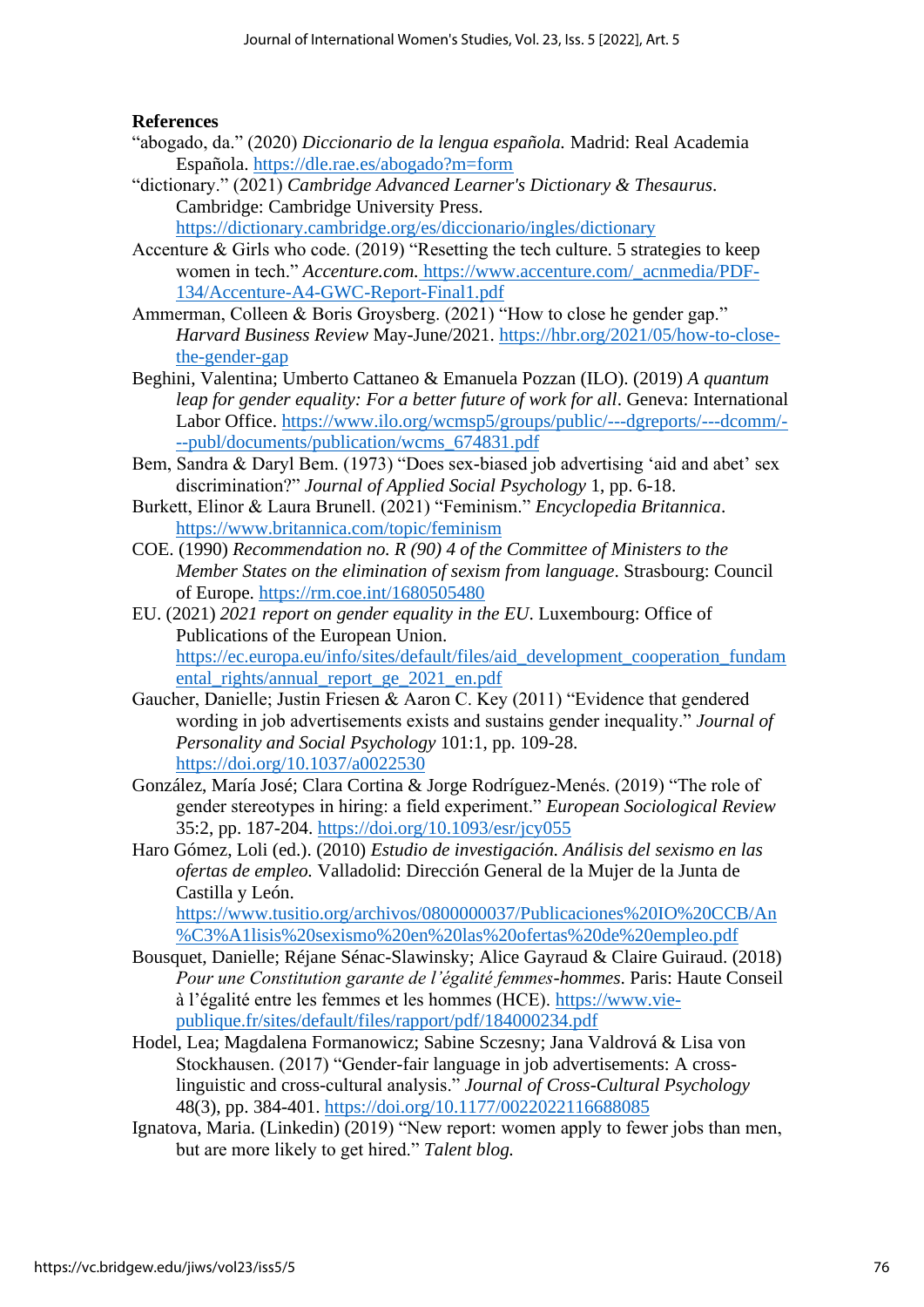**References**

"abogado, da." (2020) *Diccionario de la lengua española.* Madrid: Real Academia Española. https://dle.rae.es/abogado?m=form

"dictionary." (2021) *Cambridge Advanced Learner's Dictionary & Thesaurus*. Cambridge: Cambridge University Press. https://dictionary.cambridge.org/es/diccionario/ingles/dictionary

Accenture & Girls who code. (2019) "Resetting the tech culture. 5 strategies to keep women in tech." *Accenture.com.* https://www.accenture.com/_acnmedia/PDF-134/Accenture-A4-GWC-Report-Final1.pdf

Ammerman, Colleen & Boris Groysberg. (2021) "How to close he gender gap." *Harvard Business Review* May-June/2021. https://hbr.org/2021/05/how-to-close-the-gender-gap

Beghini, Valentina; Umberto Cattaneo & Emanuela Pozzan (ILO). (2019) *A quantum leap for gender equality: For a better future of work for all*. Geneva: International Labor Office. https://www.ilo.org/wcmsp5/groups/public/---dgreports/---dcomm/---publ/documents/publication/wcms_674831.pdf

Bem, Sandra & Daryl Bem. (1973) "Does sex-biased job advertising 'aid and abet' sex discrimination?" *Journal of Applied Social Psychology* 1, pp. 6-18.

Burkett, Elinor & Laura Brunell. (2021) "Feminism." *Encyclopedia Britannica*. https://www.britannica.com/topic/feminism

COE. (1990) *Recommendation no. R (90) 4 of the Committee of Ministers to the Member States on the elimination of sexism from language*. Strasbourg: Council of Europe. https://rm.coe.int/1680505480

EU. (2021) *2021 report on gender equality in the EU*. Luxembourg: Office of Publications of the European Union. https://ec.europa.eu/info/sites/default/files/aid_development_cooperation_fundamental_rights/annual_report_ge_2021_en.pdf

Gaucher, Danielle; Justin Friesen & Aaron C. Key (2011) "Evidence that gendered wording in job advertisements exists and sustains gender inequality." *Journal of Personality and Social Psychology* 101:1, pp. 109-28. https://doi.org/10.1037/a0022530

González, María José; Clara Cortina & Jorge Rodríguez-Menés. (2019) "The role of gender stereotypes in hiring: a field experiment." *European Sociological Review* 35:2, pp. 187-204. https://doi.org/10.1093/esr/jcy055

Haro Gómez, Loli (ed.). (2010) *Estudio de investigación. Análisis del sexismo en las ofertas de empleo.* Valladolid: Dirección General de la Mujer de la Junta de Castilla y León. https://www.tusitio.org/archivos/0800000037/Publicaciones%20IO%20CCB/An%C3%A1lisis%20sexismo%20en%20las%20ofertas%20de%20empleo.pdf

Bousquet, Danielle; Réjane Sénac-Slawinsky; Alice Gayraud & Claire Guiraud. (2018) *Pour une Constitution garante de l'égalité femmes-hommes*. Paris: Haute Conseil à l'égalité entre les femmes et les hommes (HCE). https://www.vie-publique.fr/sites/default/files/rapport/pdf/184000234.pdf

Hodel, Lea; Magdalena Formanowicz; Sabine Sczesny; Jana Valdrová & Lisa von Stockhausen. (2017) "Gender-fair language in job advertisements: A cross-linguistic and cross-cultural analysis." *Journal of Cross-Cultural Psychology* 48(3), pp. 384-401. https://doi.org/10.1177/0022022116688085

Ignatova, Maria. (Linkedin) (2019) "New report: women apply to fewer jobs than men, but are more likely to get hired." *Talent blog.*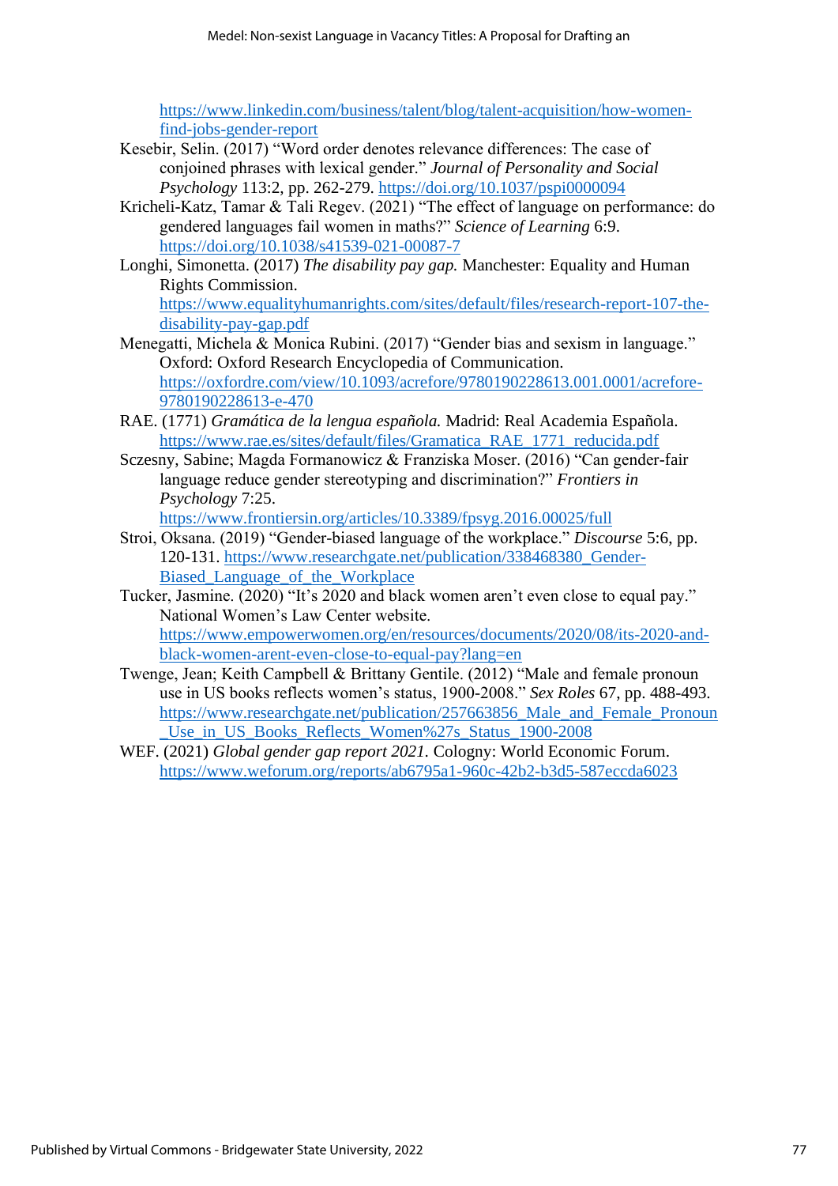https://www.linkedin.com/business/talent/blog/talent-acquisition/how-women-find-jobs-gender-report

Kesebir, Selin. (2017) "Word order denotes relevance differences: The case of conjoined phrases with lexical gender." *Journal of Personality and Social Psychology* 113:2, pp. 262-279. https://doi.org/10.1037/pspi0000094

Kricheli-Katz, Tamar & Tali Regev. (2021) "The effect of language on performance: do gendered languages fail women in maths?" *Science of Learning* 6:9. https://doi.org/10.1038/s41539-021-00087-7

Longhi, Simonetta. (2017) *The disability pay gap.* Manchester: Equality and Human Rights Commission. https://www.equalityhumanrights.com/sites/default/files/research-report-107-the-disability-pay-gap.pdf

Menegatti, Michela & Monica Rubini. (2017) "Gender bias and sexism in language." Oxford: Oxford Research Encyclopedia of Communication. https://oxfordre.com/view/10.1093/acrefore/9780190228613.001.0001/acrefore-9780190228613-e-470

RAE. (1771) *Gramática de la lengua española.* Madrid: Real Academia Española. https://www.rae.es/sites/default/files/Gramatica_RAE_1771_reducida.pdf

Sczesny, Sabine; Magda Formanowicz & Franziska Moser. (2016) "Can gender-fair language reduce gender stereotyping and discrimination?" *Frontiers in Psychology* 7:25. https://www.frontiersin.org/articles/10.3389/fpsyg.2016.00025/full

Stroi, Oksana. (2019) "Gender-biased language of the workplace." *Discourse* 5:6, pp. 120-131. https://www.researchgate.net/publication/338468380_Gender-Biased_Language_of_the_Workplace

Tucker, Jasmine. (2020) "It's 2020 and black women aren't even close to equal pay." National Women's Law Center website. https://www.empowerwomen.org/en/resources/documents/2020/08/its-2020-and-black-women-arent-even-close-to-equal-pay?lang=en

Twenge, Jean; Keith Campbell & Brittany Gentile. (2012) "Male and female pronoun use in US books reflects women's status, 1900-2008." *Sex Roles* 67, pp. 488-493. https://www.researchgate.net/publication/257663856_Male_and_Female_Pronoun_Use_in_US_Books_Reflects_Women%27s_Status_1900-2008

WEF. (2021) *Global gender gap report 2021.* Cologny: World Economic Forum. https://www.weforum.org/reports/ab6795a1-960c-42b2-b3d5-587eccda6023